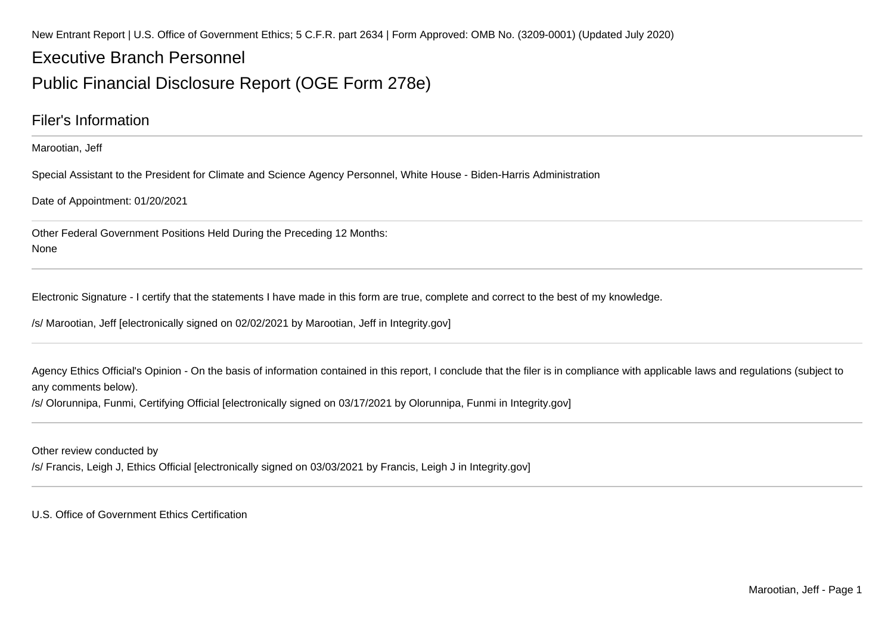New Entrant Report | U.S. Office of Government Ethics; 5 C.F.R. part 2634 | Form Approved: OMB No. (3209-0001) (Updated July 2020)

# Executive Branch Personnel

# Public Financial Disclosure Report (OGE Form 278e)

## Filer's Information

Marootian, Jeff

Special Assistant to the President for Climate and Science Agency Personnel, White House - Biden-Harris Administration

Date of Appointment: 01/20/2021

Other Federal Government Positions Held During the Preceding 12 Months:
None

Electronic Signature - I certify that the statements I have made in this form are true, complete and correct to the best of my knowledge.

/s/ Marootian, Jeff [electronically signed on 02/02/2021 by Marootian, Jeff in Integrity.gov]

Agency Ethics Official's Opinion - On the basis of information contained in this report, I conclude that the filer is in compliance with applicable laws and regulations (subject to any comments below).
/s/ Olorunnipa, Funmi, Certifying Official [electronically signed on 03/17/2021 by Olorunnipa, Funmi in Integrity.gov]

Other review conducted by
/s/ Francis, Leigh J, Ethics Official [electronically signed on 03/03/2021 by Francis, Leigh J in Integrity.gov]

U.S. Office of Government Ethics Certification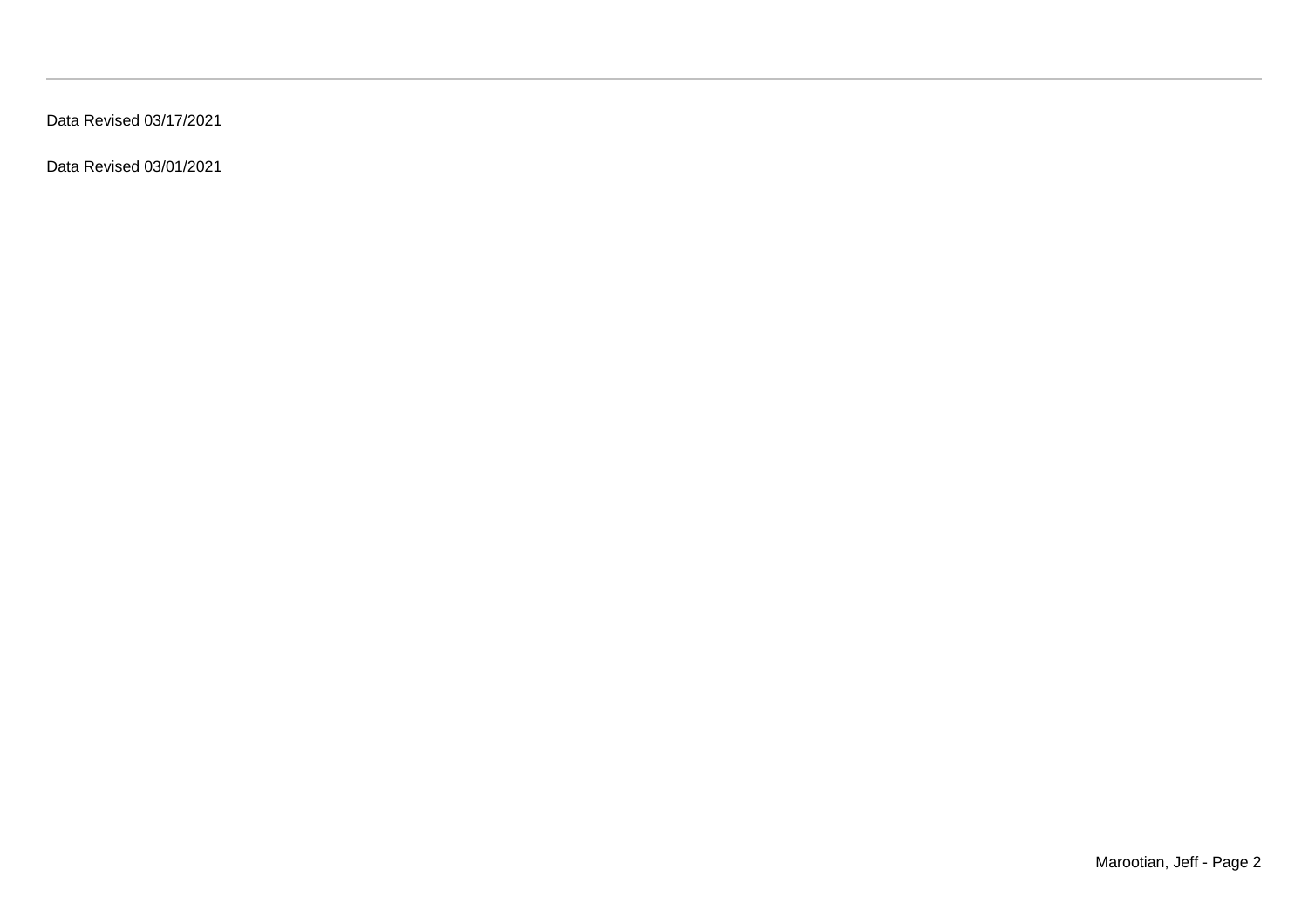Data Revised 03/17/2021

Data Revised 03/01/2021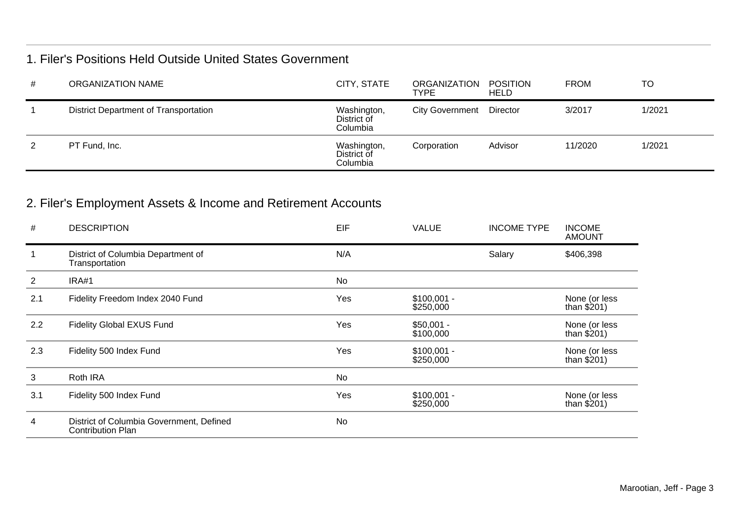## 1. Filer's Positions Held Outside United States Government

| # | ORGANIZATION NAME | CITY, STATE | ORGANIZATION TYPE | POSITION HELD | FROM | TO |
|---|---|---|---|---|---|---|
| 1 | District Department of Transportation | Washington, District of Columbia | City Government | Director | 3/2017 | 1/2021 |
| 2 | PT Fund, Inc. | Washington, District of Columbia | Corporation | Advisor | 11/2020 | 1/2021 |

## 2. Filer's Employment Assets & Income and Retirement Accounts

| # | DESCRIPTION | EIF | VALUE | INCOME TYPE | INCOME AMOUNT |
|---|---|---|---|---|---|
| 1 | District of Columbia Department of Transportation | N/A | | Salary | $406,398 |
| 2 | IRA#1 | No | | | |
| 2.1 | Fidelity Freedom Index 2040 Fund | Yes | $100,001 - $250,000 | | None (or less than $201) |
| 2.2 | Fidelity Global EXUS Fund | Yes | $50,001 - $100,000 | | None (or less than $201) |
| 2.3 | Fidelity 500 Index Fund | Yes | $100,001 - $250,000 | | None (or less than $201) |
| 3 | Roth IRA | No | | | |
| 3.1 | Fidelity 500 Index Fund | Yes | $100,001 - $250,000 | | None (or less than $201) |
| 4 | District of Columbia Government, Defined Contribution Plan | No | | | |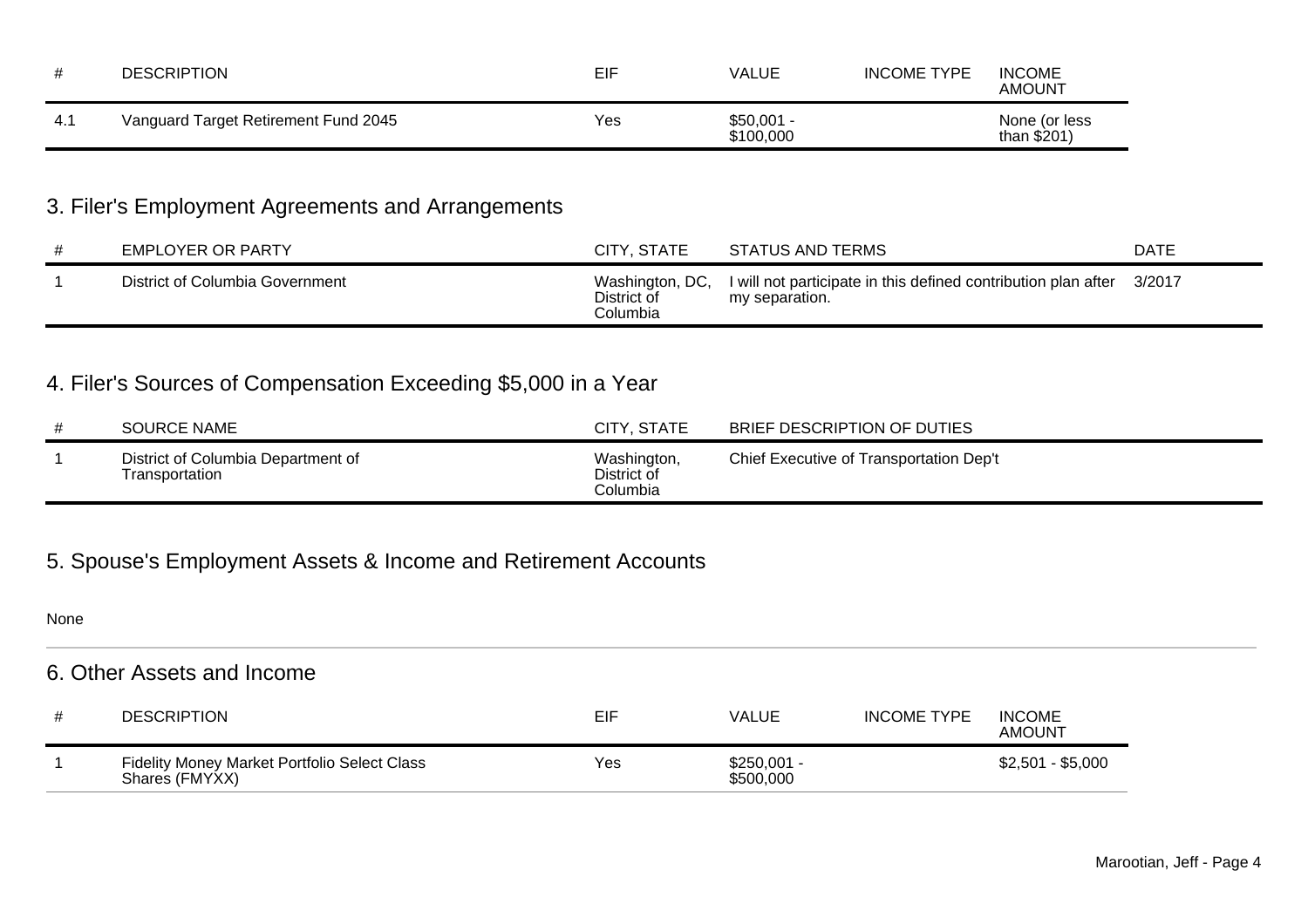| # | DESCRIPTION | EIF | VALUE | INCOME TYPE | INCOME AMOUNT |
|---|---|---|---|---|---|
| 4.1 | Vanguard Target Retirement Fund 2045 | Yes | $50,001 - $100,000 | | None (or less than $201) |

## 3. Filer's Employment Agreements and Arrangements

| # | EMPLOYER OR PARTY | CITY, STATE | STATUS AND TERMS | DATE |
|---|---|---|---|---|
| 1 | District of Columbia Government | Washington, DC, District of Columbia | I will not participate in this defined contribution plan after my separation. | 3/2017 |

## 4. Filer's Sources of Compensation Exceeding $5,000 in a Year

| # | SOURCE NAME | CITY, STATE | BRIEF DESCRIPTION OF DUTIES |
|---|---|---|---|
| 1 | District of Columbia Department of Transportation | Washington, District of Columbia | Chief Executive of Transportation Dep't |

## 5. Spouse's Employment Assets & Income and Retirement Accounts

None

## 6. Other Assets and Income

| # | DESCRIPTION | EIF | VALUE | INCOME TYPE | INCOME AMOUNT |
|---|---|---|---|---|---|
| 1 | Fidelity Money Market Portfolio Select Class Shares (FMYXX) | Yes | $250,001 - $500,000 | | $2,501 - $5,000 |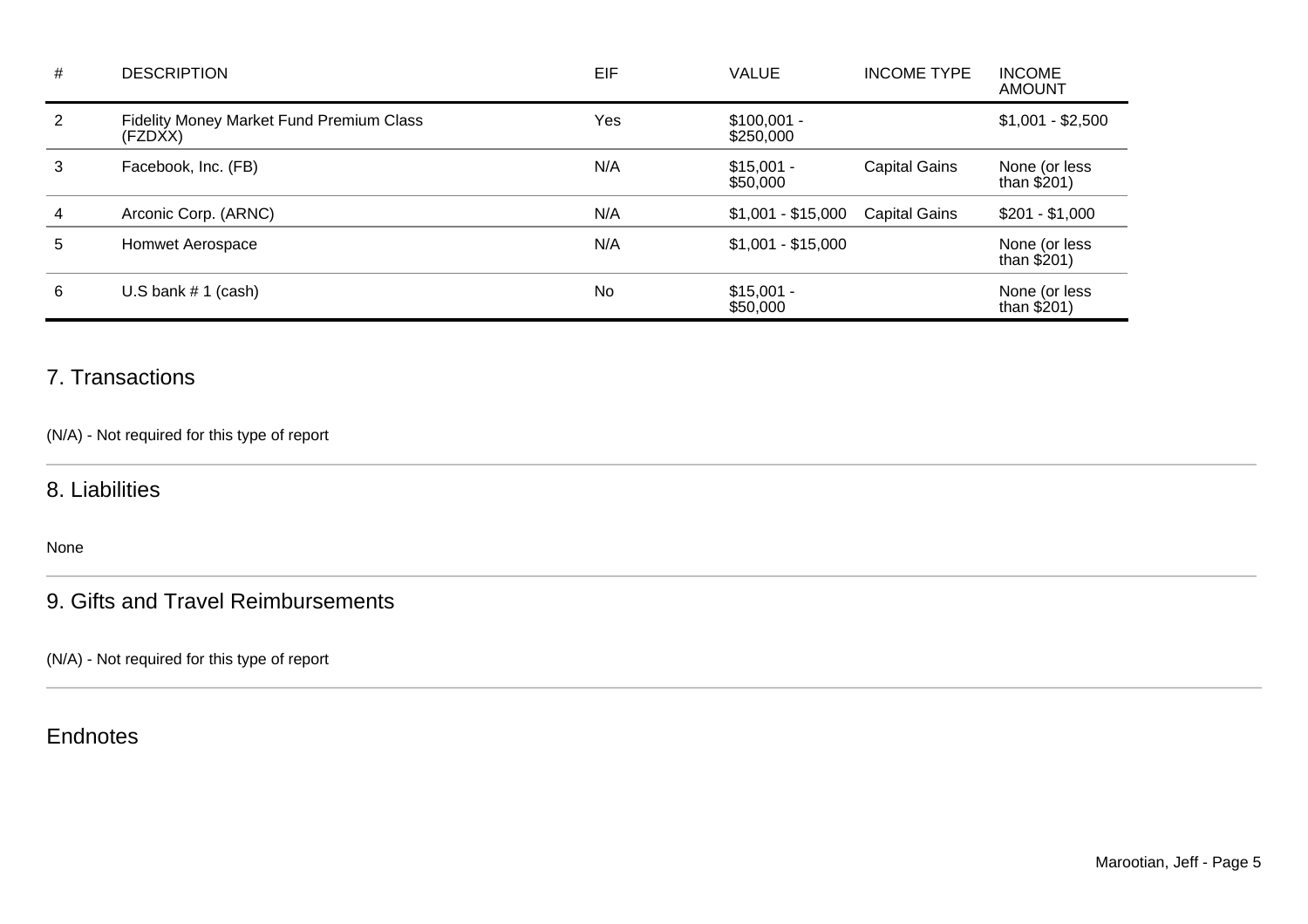| # | DESCRIPTION | EIF | VALUE | INCOME TYPE | INCOME AMOUNT |
|---|---|---|---|---|---|
| 2 | Fidelity Money Market Fund Premium Class (FZDXX) | Yes | $100,001 - $250,000 | | $1,001 - $2,500 |
| 3 | Facebook, Inc. (FB) | N/A | $15,001 - $50,000 | Capital Gains | None (or less than $201) |
| 4 | Arconic Corp. (ARNC) | N/A | $1,001 - $15,000 | Capital Gains | $201 - $1,000 |
| 5 | Homwet Aerospace | N/A | $1,001 - $15,000 | | None (or less than $201) |
| 6 | U.S bank # 1 (cash) | No | $15,001 - $50,000 | | None (or less than $201) |

## 7. Transactions

(N/A) - Not required for this type of report

## 8. Liabilities

None

## 9. Gifts and Travel Reimbursements

(N/A) - Not required for this type of report

## Endnotes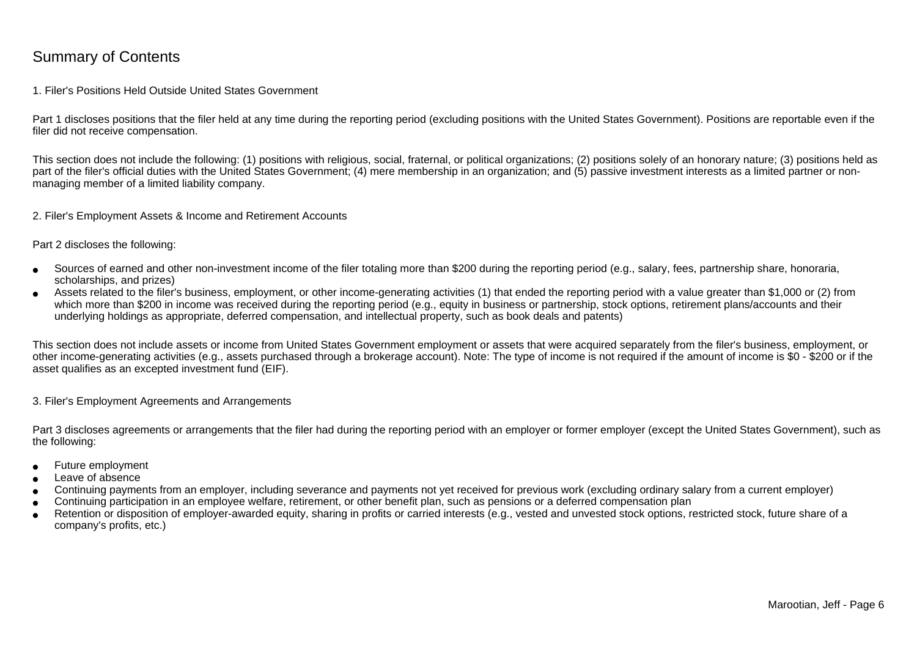# Summary of Contents

## 1. Filer's Positions Held Outside United States Government

Part 1 discloses positions that the filer held at any time during the reporting period (excluding positions with the United States Government). Positions are reportable even if the filer did not receive compensation.

This section does not include the following: (1) positions with religious, social, fraternal, or political organizations; (2) positions solely of an honorary nature; (3) positions held as part of the filer's official duties with the United States Government; (4) mere membership in an organization; and (5) passive investment interests as a limited partner or non-managing member of a limited liability company.

## 2. Filer's Employment Assets & Income and Retirement Accounts

Part 2 discloses the following:

- Sources of earned and other non-investment income of the filer totaling more than $200 during the reporting period (e.g., salary, fees, partnership share, honoraria, scholarships, and prizes)
- Assets related to the filer's business, employment, or other income-generating activities (1) that ended the reporting period with a value greater than $1,000 or (2) from which more than $200 in income was received during the reporting period (e.g., equity in business or partnership, stock options, retirement plans/accounts and their underlying holdings as appropriate, deferred compensation, and intellectual property, such as book deals and patents)

This section does not include assets or income from United States Government employment or assets that were acquired separately from the filer's business, employment, or other income-generating activities (e.g., assets purchased through a brokerage account). Note: The type of income is not required if the amount of income is $0 - $200 or if the asset qualifies as an excepted investment fund (EIF).

## 3. Filer's Employment Agreements and Arrangements

Part 3 discloses agreements or arrangements that the filer had during the reporting period with an employer or former employer (except the United States Government), such as the following:

- Future employment
- Leave of absence
- Continuing payments from an employer, including severance and payments not yet received for previous work (excluding ordinary salary from a current employer)
- Continuing participation in an employee welfare, retirement, or other benefit plan, such as pensions or a deferred compensation plan
- Retention or disposition of employer-awarded equity, sharing in profits or carried interests (e.g., vested and unvested stock options, restricted stock, future share of a company's profits, etc.)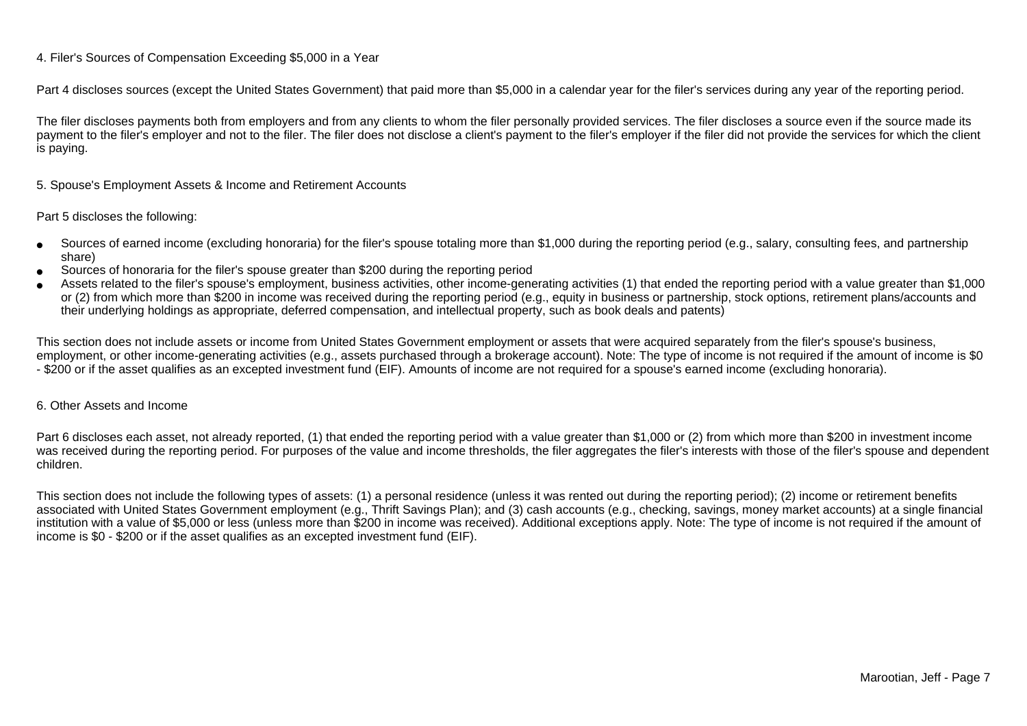### 4. Filer's Sources of Compensation Exceeding $5,000 in a Year

Part 4 discloses sources (except the United States Government) that paid more than $5,000 in a calendar year for the filer's services during any year of the reporting period.

The filer discloses payments both from employers and from any clients to whom the filer personally provided services. The filer discloses a source even if the source made its payment to the filer's employer and not to the filer. The filer does not disclose a client's payment to the filer's employer if the filer did not provide the services for which the client is paying.

### 5. Spouse's Employment Assets & Income and Retirement Accounts

Part 5 discloses the following:

- Sources of earned income (excluding honoraria) for the filer's spouse totaling more than $1,000 during the reporting period (e.g., salary, consulting fees, and partnership share)
- Sources of honoraria for the filer's spouse greater than $200 during the reporting period
- Assets related to the filer's spouse's employment, business activities, other income-generating activities (1) that ended the reporting period with a value greater than $1,000 or (2) from which more than $200 in income was received during the reporting period (e.g., equity in business or partnership, stock options, retirement plans/accounts and their underlying holdings as appropriate, deferred compensation, and intellectual property, such as book deals and patents)

This section does not include assets or income from United States Government employment or assets that were acquired separately from the filer's spouse's business, employment, or other income-generating activities (e.g., assets purchased through a brokerage account). Note: The type of income is not required if the amount of income is $0 - $200 or if the asset qualifies as an excepted investment fund (EIF). Amounts of income are not required for a spouse's earned income (excluding honoraria).

### 6. Other Assets and Income

Part 6 discloses each asset, not already reported, (1) that ended the reporting period with a value greater than $1,000 or (2) from which more than $200 in investment income was received during the reporting period. For purposes of the value and income thresholds, the filer aggregates the filer's interests with those of the filer's spouse and dependent children.

This section does not include the following types of assets: (1) a personal residence (unless it was rented out during the reporting period); (2) income or retirement benefits associated with United States Government employment (e.g., Thrift Savings Plan); and (3) cash accounts (e.g., checking, savings, money market accounts) at a single financial institution with a value of $5,000 or less (unless more than $200 in income was received). Additional exceptions apply. Note: The type of income is not required if the amount of income is $0 - $200 or if the asset qualifies as an excepted investment fund (EIF).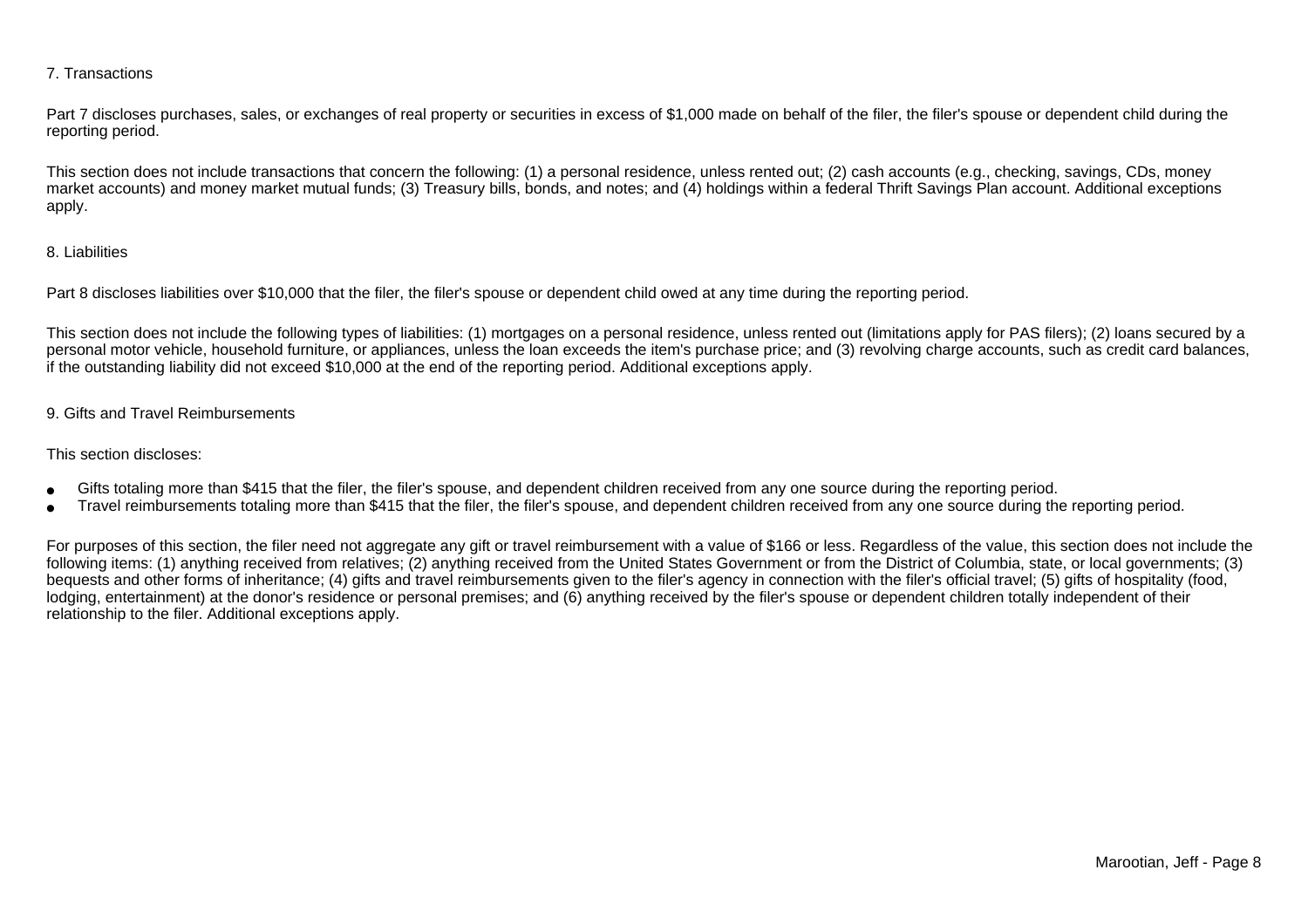## 7. Transactions

Part 7 discloses purchases, sales, or exchanges of real property or securities in excess of $1,000 made on behalf of the filer, the filer's spouse or dependent child during the reporting period.

This section does not include transactions that concern the following: (1) a personal residence, unless rented out; (2) cash accounts (e.g., checking, savings, CDs, money market accounts) and money market mutual funds; (3) Treasury bills, bonds, and notes; and (4) holdings within a federal Thrift Savings Plan account. Additional exceptions apply.

## 8. Liabilities

Part 8 discloses liabilities over $10,000 that the filer, the filer's spouse or dependent child owed at any time during the reporting period.

This section does not include the following types of liabilities: (1) mortgages on a personal residence, unless rented out (limitations apply for PAS filers); (2) loans secured by a personal motor vehicle, household furniture, or appliances, unless the loan exceeds the item's purchase price; and (3) revolving charge accounts, such as credit card balances, if the outstanding liability did not exceed $10,000 at the end of the reporting period. Additional exceptions apply.

## 9. Gifts and Travel Reimbursements

This section discloses:

- Gifts totaling more than $415 that the filer, the filer's spouse, and dependent children received from any one source during the reporting period.
- Travel reimbursements totaling more than $415 that the filer, the filer's spouse, and dependent children received from any one source during the reporting period.

For purposes of this section, the filer need not aggregate any gift or travel reimbursement with a value of $166 or less. Regardless of the value, this section does not include the following items: (1) anything received from relatives; (2) anything received from the United States Government or from the District of Columbia, state, or local governments; (3) bequests and other forms of inheritance; (4) gifts and travel reimbursements given to the filer's agency in connection with the filer's official travel; (5) gifts of hospitality (food, lodging, entertainment) at the donor's residence or personal premises; and (6) anything received by the filer's spouse or dependent children totally independent of their relationship to the filer. Additional exceptions apply.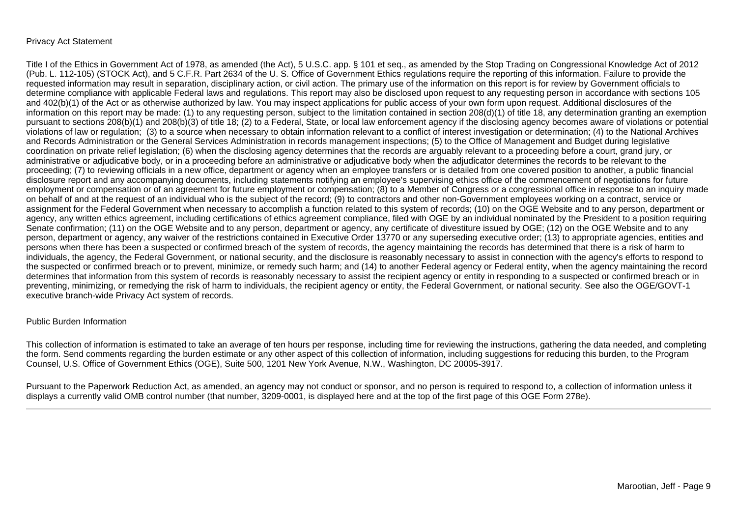## Privacy Act Statement

Title I of the Ethics in Government Act of 1978, as amended (the Act), 5 U.S.C. app. § 101 et seq., as amended by the Stop Trading on Congressional Knowledge Act of 2012 (Pub. L. 112-105) (STOCK Act), and 5 C.F.R. Part 2634 of the U. S. Office of Government Ethics regulations require the reporting of this information. Failure to provide the requested information may result in separation, disciplinary action, or civil action. The primary use of the information on this report is for review by Government officials to determine compliance with applicable Federal laws and regulations. This report may also be disclosed upon request to any requesting person in accordance with sections 105 and 402(b)(1) of the Act or as otherwise authorized by law. You may inspect applications for public access of your own form upon request. Additional disclosures of the information on this report may be made: (1) to any requesting person, subject to the limitation contained in section 208(d)(1) of title 18, any determination granting an exemption pursuant to sections 208(b)(1) and 208(b)(3) of title 18; (2) to a Federal, State, or local law enforcement agency if the disclosing agency becomes aware of violations or potential violations of law or regulation; (3) to a source when necessary to obtain information relevant to a conflict of interest investigation or determination; (4) to the National Archives and Records Administration or the General Services Administration in records management inspections; (5) to the Office of Management and Budget during legislative coordination on private relief legislation; (6) when the disclosing agency determines that the records are arguably relevant to a proceeding before a court, grand jury, or administrative or adjudicative body, or in a proceeding before an administrative or adjudicative body when the adjudicator determines the records to be relevant to the proceeding; (7) to reviewing officials in a new office, department or agency when an employee transfers or is detailed from one covered position to another, a public financial disclosure report and any accompanying documents, including statements notifying an employee's supervising ethics office of the commencement of negotiations for future employment or compensation or of an agreement for future employment or compensation; (8) to a Member of Congress or a congressional office in response to an inquiry made on behalf of and at the request of an individual who is the subject of the record; (9) to contractors and other non-Government employees working on a contract, service or assignment for the Federal Government when necessary to accomplish a function related to this system of records; (10) on the OGE Website and to any person, department or agency, any written ethics agreement, including certifications of ethics agreement compliance, filed with OGE by an individual nominated by the President to a position requiring Senate confirmation; (11) on the OGE Website and to any person, department or agency, any certificate of divestiture issued by OGE; (12) on the OGE Website and to any person, department or agency, any waiver of the restrictions contained in Executive Order 13770 or any superseding executive order; (13) to appropriate agencies, entities and persons when there has been a suspected or confirmed breach of the system of records, the agency maintaining the records has determined that there is a risk of harm to individuals, the agency, the Federal Government, or national security, and the disclosure is reasonably necessary to assist in connection with the agency's efforts to respond to the suspected or confirmed breach or to prevent, minimize, or remedy such harm; and (14) to another Federal agency or Federal entity, when the agency maintaining the record determines that information from this system of records is reasonably necessary to assist the recipient agency or entity in responding to a suspected or confirmed breach or in preventing, minimizing, or remedying the risk of harm to individuals, the recipient agency or entity, the Federal Government, or national security. See also the OGE/GOVT-1 executive branch-wide Privacy Act system of records.

## Public Burden Information

This collection of information is estimated to take an average of ten hours per response, including time for reviewing the instructions, gathering the data needed, and completing the form. Send comments regarding the burden estimate or any other aspect of this collection of information, including suggestions for reducing this burden, to the Program Counsel, U.S. Office of Government Ethics (OGE), Suite 500, 1201 New York Avenue, N.W., Washington, DC 20005-3917.

Pursuant to the Paperwork Reduction Act, as amended, an agency may not conduct or sponsor, and no person is required to respond to, a collection of information unless it displays a currently valid OMB control number (that number, 3209-0001, is displayed here and at the top of the first page of this OGE Form 278e).